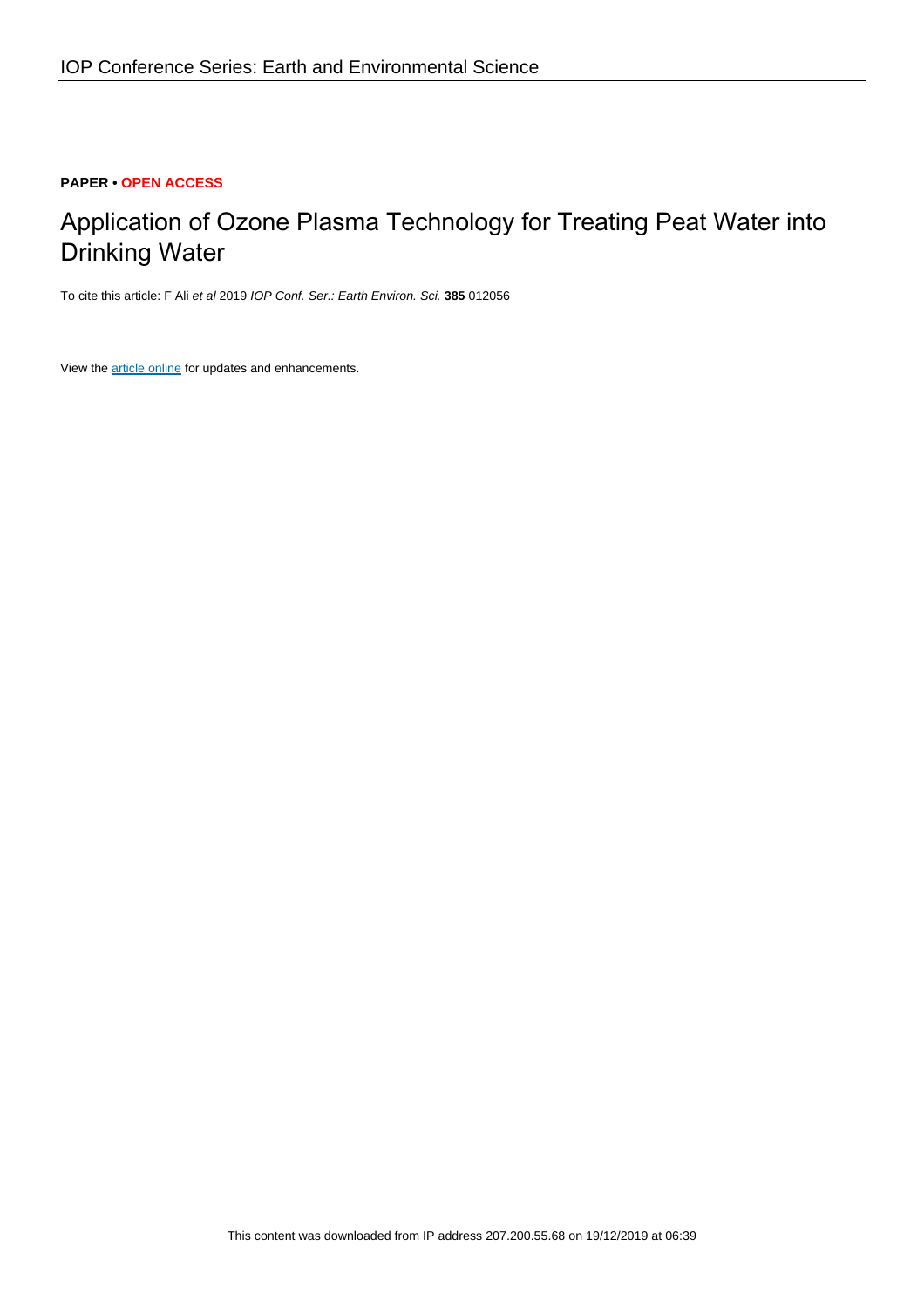**PAPER • OPEN ACCESS**

# Application of Ozone Plasma Technology for Treating Peat Water into Drinking Water

To cite this article: F Ali *et al* 2019 *IOP Conf. Ser.: Earth Environ. Sci.* **385** 012056

View the article online for updates and enhancements.

This content was downloaded from IP address 207.200.55.68 on 19/12/2019 at 06:39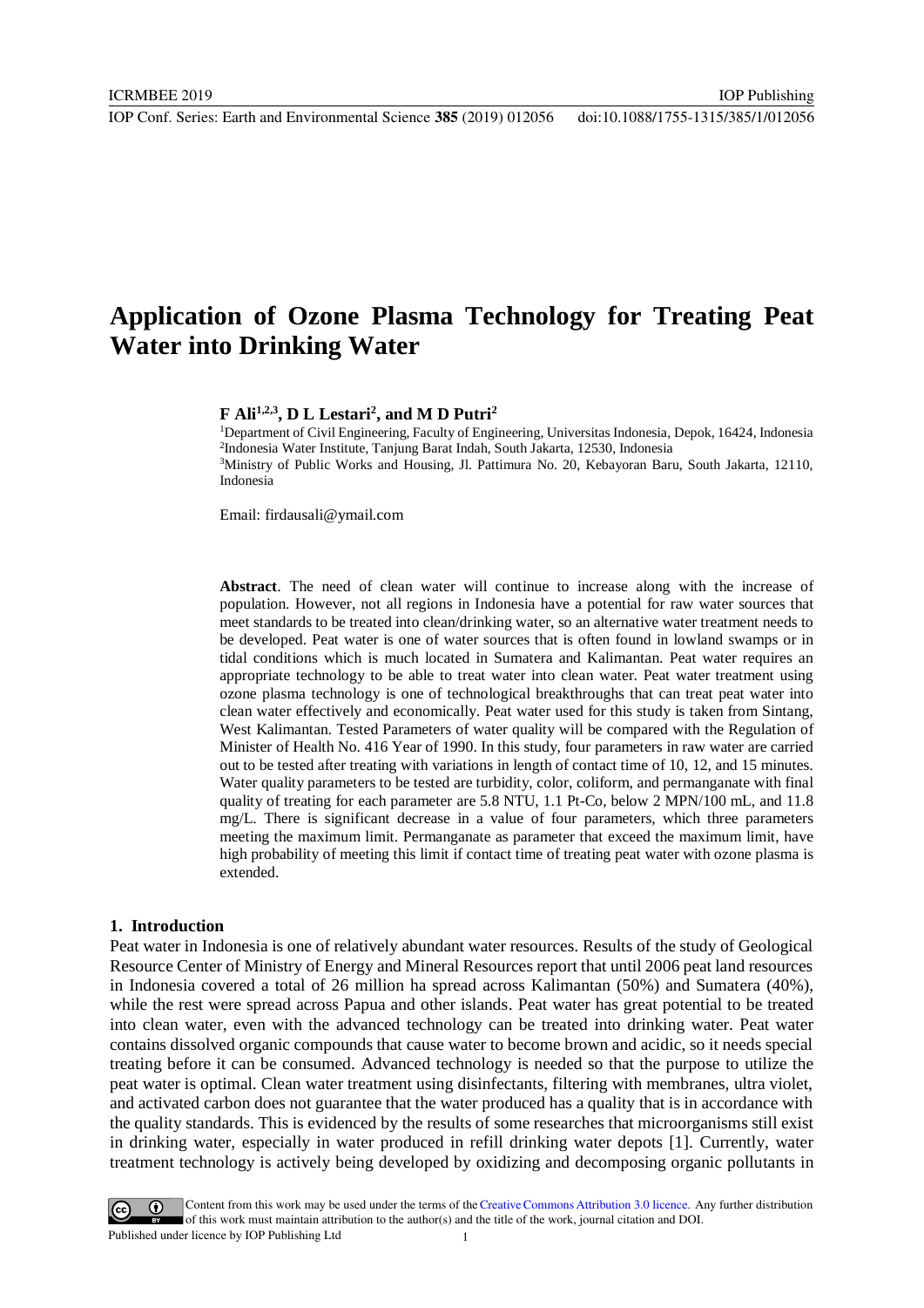# Application of Ozone Plasma Technology for Treating Peat Water into Drinking Water

**F Ali[1,2,3], D L Lestari[2], and M D Putri[2]**

[1]Department of Civil Engineering, Faculty of Engineering, Universitas Indonesia, Depok, 16424, Indonesia
[2]Indonesia Water Institute, Tanjung Barat Indah, South Jakarta, 12530, Indonesia
[3]Ministry of Public Works and Housing, Jl. Pattimura No. 20, Kebayoran Baru, South Jakarta, 12110, Indonesia

Email: firdausali@ymail.com

**Abstract**. The need of clean water will continue to increase along with the increase of population. However, not all regions in Indonesia have a potential for raw water sources that meet standards to be treated into clean/drinking water, so an alternative water treatment needs to be developed. Peat water is one of water sources that is often found in lowland swamps or in tidal conditions which is much located in Sumatera and Kalimantan. Peat water requires an appropriate technology to be able to treat water into clean water. Peat water treatment using ozone plasma technology is one of technological breakthroughs that can treat peat water into clean water effectively and economically. Peat water used for this study is taken from Sintang, West Kalimantan. Tested Parameters of water quality will be compared with the Regulation of Minister of Health No. 416 Year of 1990. In this study, four parameters in raw water are carried out to be tested after treating with variations in length of contact time of 10, 12, and 15 minutes. Water quality parameters to be tested are turbidity, color, coliform, and permanganate with final quality of treating for each parameter are 5.8 NTU, 1.1 Pt-Co, below 2 MPN/100 mL, and 11.8 mg/L. There is significant decrease in a value of four parameters, which three parameters meeting the maximum limit. Permanganate as parameter that exceed the maximum limit, have high probability of meeting this limit if contact time of treating peat water with ozone plasma is extended.

## 1. Introduction

Peat water in Indonesia is one of relatively abundant water resources. Results of the study of Geological Resource Center of Ministry of Energy and Mineral Resources report that until 2006 peat land resources in Indonesia covered a total of 26 million ha spread across Kalimantan (50%) and Sumatera (40%), while the rest were spread across Papua and other islands. Peat water has great potential to be treated into clean water, even with the advanced technology can be treated into drinking water. Peat water contains dissolved organic compounds that cause water to become brown and acidic, so it needs special treating before it can be consumed. Advanced technology is needed so that the purpose to utilize the peat water is optimal. Clean water treatment using disinfectants, filtering with membranes, ultra violet, and activated carbon does not guarantee that the water produced has a quality that is in accordance with the quality standards. This is evidenced by the results of some researches that microorganisms still exist in drinking water, especially in water produced in refill drinking water depots [1]. Currently, water treatment technology is actively being developed by oxidizing and decomposing organic pollutants in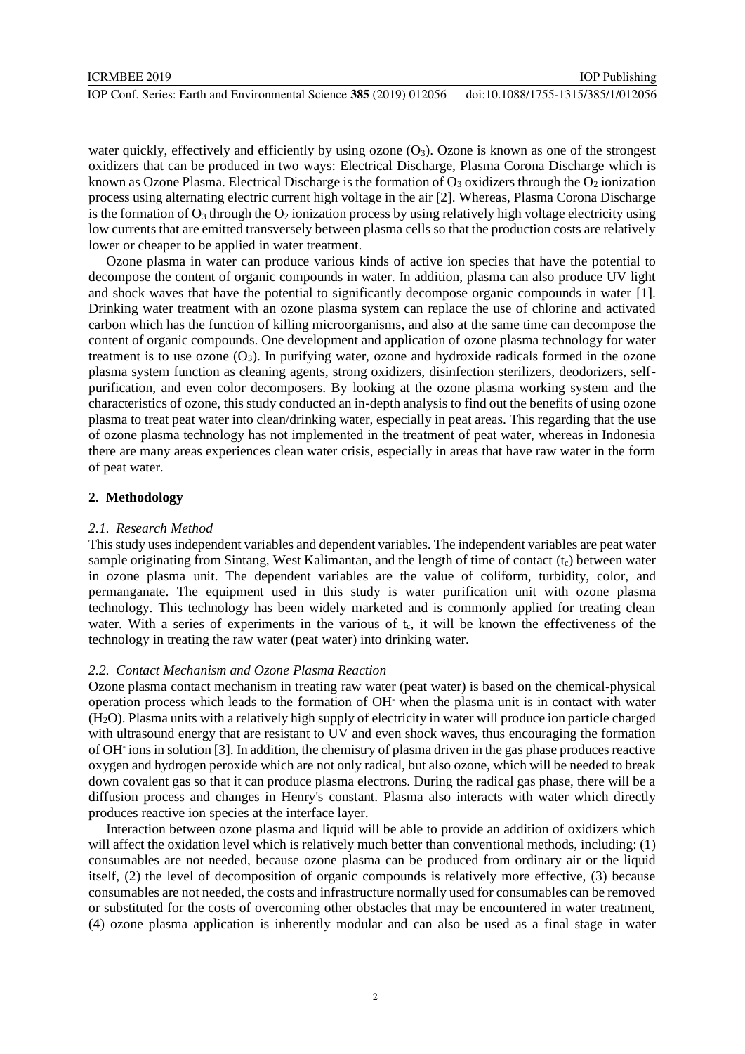water quickly, effectively and efficiently by using ozone ($O_3$). Ozone is known as one of the strongest oxidizers that can be produced in two ways: Electrical Discharge, Plasma Corona Discharge which is known as Ozone Plasma. Electrical Discharge is the formation of $O_3$ oxidizers through the $O_2$ ionization process using alternating electric current high voltage in the air [2]. Whereas, Plasma Corona Discharge is the formation of $O_3$ through the $O_2$ ionization process by using relatively high voltage electricity using low currents that are emitted transversely between plasma cells so that the production costs are relatively lower or cheaper to be applied in water treatment.

Ozone plasma in water can produce various kinds of active ion species that have the potential to decompose the content of organic compounds in water. In addition, plasma can also produce UV light and shock waves that have the potential to significantly decompose organic compounds in water [1]. Drinking water treatment with an ozone plasma system can replace the use of chlorine and activated carbon which has the function of killing microorganisms, and also at the same time can decompose the content of organic compounds. One development and application of ozone plasma technology for water treatment is to use ozone ($O_3$). In purifying water, ozone and hydroxide radicals formed in the ozone plasma system function as cleaning agents, strong oxidizers, disinfection sterilizers, deodorizers, self-purification, and even color decomposers. By looking at the ozone plasma working system and the characteristics of ozone, this study conducted an in-depth analysis to find out the benefits of using ozone plasma to treat peat water into clean/drinking water, especially in peat areas. This regarding that the use of ozone plasma technology has not implemented in the treatment of peat water, whereas in Indonesia there are many areas experiences clean water crisis, especially in areas that have raw water in the form of peat water.

## 2. Methodology

### *2.1. Research Method*

This study uses independent variables and dependent variables. The independent variables are peat water sample originating from Sintang, West Kalimantan, and the length of time of contact ($t_c$) between water in ozone plasma unit. The dependent variables are the value of coliform, turbidity, color, and permanganate. The equipment used in this study is water purification unit with ozone plasma technology. This technology has been widely marketed and is commonly applied for treating clean water. With a series of experiments in the various of $t_c$, it will be known the effectiveness of the technology in treating the raw water (peat water) into drinking water.

### *2.2. Contact Mechanism and Ozone Plasma Reaction*

Ozone plasma contact mechanism in treating raw water (peat water) is based on the chemical-physical operation process which leads to the formation of $OH^-$ when the plasma unit is in contact with water ($H_2O$). Plasma units with a relatively high supply of electricity in water will produce ion particle charged with ultrasound energy that are resistant to UV and even shock waves, thus encouraging the formation of $OH^-$ ions in solution [3]. In addition, the chemistry of plasma driven in the gas phase produces reactive oxygen and hydrogen peroxide which are not only radical, but also ozone, which will be needed to break down covalent gas so that it can produce plasma electrons. During the radical gas phase, there will be a diffusion process and changes in Henry's constant. Plasma also interacts with water which directly produces reactive ion species at the interface layer.

Interaction between ozone plasma and liquid will be able to provide an addition of oxidizers which will affect the oxidation level which is relatively much better than conventional methods, including: (1) consumables are not needed, because ozone plasma can be produced from ordinary air or the liquid itself, (2) the level of decomposition of organic compounds is relatively more effective, (3) because consumables are not needed, the costs and infrastructure normally used for consumables can be removed or substituted for the costs of overcoming other obstacles that may be encountered in water treatment, (4) ozone plasma application is inherently modular and can also be used as a final stage in water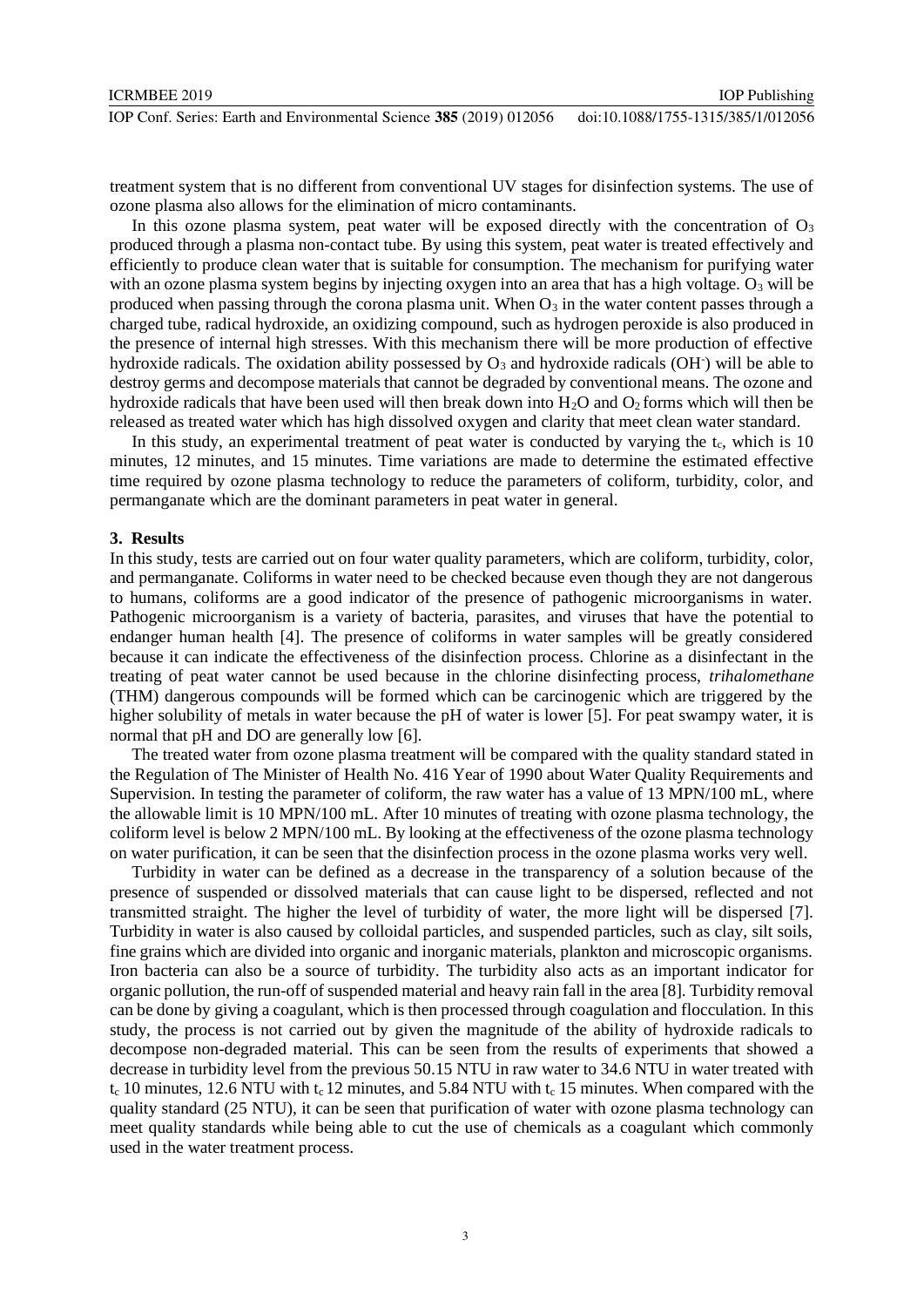treatment system that is no different from conventional UV stages for disinfection systems. The use of ozone plasma also allows for the elimination of micro contaminants.

In this ozone plasma system, peat water will be exposed directly with the concentration of $O_3$ produced through a plasma non-contact tube. By using this system, peat water is treated effectively and efficiently to produce clean water that is suitable for consumption. The mechanism for purifying water with an ozone plasma system begins by injecting oxygen into an area that has a high voltage. $O_3$ will be produced when passing through the corona plasma unit. When $O_3$ in the water content passes through a charged tube, radical hydroxide, an oxidizing compound, such as hydrogen peroxide is also produced in the presence of internal high stresses. With this mechanism there will be more production of effective hydroxide radicals. The oxidation ability possessed by $O_3$ and hydroxide radicals ($OH^-$) will be able to destroy germs and decompose materials that cannot be degraded by conventional means. The ozone and hydroxide radicals that have been used will then break down into $H_2O$ and $O_2$ forms which will then be released as treated water which has high dissolved oxygen and clarity that meet clean water standard.

In this study, an experimental treatment of peat water is conducted by varying the $t_c$, which is 10 minutes, 12 minutes, and 15 minutes. Time variations are made to determine the estimated effective time required by ozone plasma technology to reduce the parameters of coliform, turbidity, color, and permanganate which are the dominant parameters in peat water in general.

## 3. Results

In this study, tests are carried out on four water quality parameters, which are coliform, turbidity, color, and permanganate. Coliforms in water need to be checked because even though they are not dangerous to humans, coliforms are a good indicator of the presence of pathogenic microorganisms in water. Pathogenic microorganism is a variety of bacteria, parasites, and viruses that have the potential to endanger human health [4]. The presence of coliforms in water samples will be greatly considered because it can indicate the effectiveness of the disinfection process. Chlorine as a disinfectant in the treating of peat water cannot be used because in the chlorine disinfecting process, *trihalomethane* (THM) dangerous compounds will be formed which can be carcinogenic which are triggered by the higher solubility of metals in water because the pH of water is lower [5]. For peat swampy water, it is normal that pH and DO are generally low [6].

The treated water from ozone plasma treatment will be compared with the quality standard stated in the Regulation of The Minister of Health No. 416 Year of 1990 about Water Quality Requirements and Supervision. In testing the parameter of coliform, the raw water has a value of 13 MPN/100 mL, where the allowable limit is 10 MPN/100 mL. After 10 minutes of treating with ozone plasma technology, the coliform level is below 2 MPN/100 mL. By looking at the effectiveness of the ozone plasma technology on water purification, it can be seen that the disinfection process in the ozone plasma works very well.

Turbidity in water can be defined as a decrease in the transparency of a solution because of the presence of suspended or dissolved materials that can cause light to be dispersed, reflected and not transmitted straight. The higher the level of turbidity of water, the more light will be dispersed [7]. Turbidity in water is also caused by colloidal particles, and suspended particles, such as clay, silt soils, fine grains which are divided into organic and inorganic materials, plankton and microscopic organisms. Iron bacteria can also be a source of turbidity. The turbidity also acts as an important indicator for organic pollution, the run-off of suspended material and heavy rain fall in the area [8]. Turbidity removal can be done by giving a coagulant, which is then processed through coagulation and flocculation. In this study, the process is not carried out by given the magnitude of the ability of hydroxide radicals to decompose non-degraded material. This can be seen from the results of experiments that showed a decrease in turbidity level from the previous 50.15 NTU in raw water to 34.6 NTU in water treated with $t_c$ 10 minutes, 12.6 NTU with $t_c$ 12 minutes, and 5.84 NTU with $t_c$ 15 minutes. When compared with the quality standard (25 NTU), it can be seen that purification of water with ozone plasma technology can meet quality standards while being able to cut the use of chemicals as a coagulant which commonly used in the water treatment process.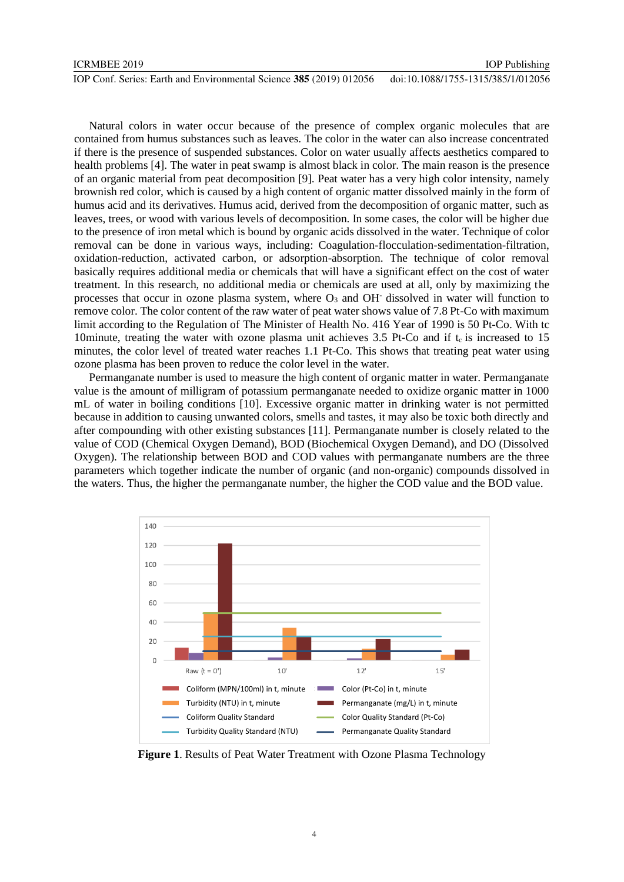Natural colors in water occur because of the presence of complex organic molecules that are contained from humus substances such as leaves. The color in the water can also increase concentrated if there is the presence of suspended substances. Color on water usually affects aesthetics compared to health problems [4]. The water in peat swamp is almost black in color. The main reason is the presence of an organic material from peat decomposition [9]. Peat water has a very high color intensity, namely brownish red color, which is caused by a high content of organic matter dissolved mainly in the form of humus acid and its derivatives. Humus acid, derived from the decomposition of organic matter, such as leaves, trees, or wood with various levels of decomposition. In some cases, the color will be higher due to the presence of iron metal which is bound by organic acids dissolved in the water. Technique of color removal can be done in various ways, including: Coagulation-flocculation-sedimentation-filtration, oxidation-reduction, activated carbon, or adsorption-absorption. The technique of color removal basically requires additional media or chemicals that will have a significant effect on the cost of water treatment. In this research, no additional media or chemicals are used at all, only by maximizing the processes that occur in ozone plasma system, where $O_3$ and $OH^-$ dissolved in water will function to remove color. The color content of the raw water of peat water shows value of 7.8 Pt-Co with maximum limit according to the Regulation of The Minister of Health No. 416 Year of 1990 is 50 Pt-Co. With tc 10minute, treating the water with ozone plasma unit achieves 3.5 Pt-Co and if $t_c$ is increased to 15 minutes, the color level of treated water reaches 1.1 Pt-Co. This shows that treating peat water using ozone plasma has been proven to reduce the color level in the water.

Permanganate number is used to measure the high content of organic matter in water. Permanganate value is the amount of milligram of potassium permanganate needed to oxidize organic matter in 1000 mL of water in boiling conditions [10]. Excessive organic matter in drinking water is not permitted because in addition to causing unwanted colors, smells and tastes, it may also be toxic both directly and after compounding with other existing substances [11]. Permanganate number is closely related to the value of COD (Chemical Oxygen Demand), BOD (Biochemical Oxygen Demand), and DO (Dissolved Oxygen). The relationship between BOD and COD values with permanganate numbers are the three parameters which together indicate the number of organic (and non-organic) compounds dissolved in the waters. Thus, the higher the permanganate number, the higher the COD value and the BOD value.

**Figure 1**. Results of Peat Water Treatment with Ozone Plasma Technology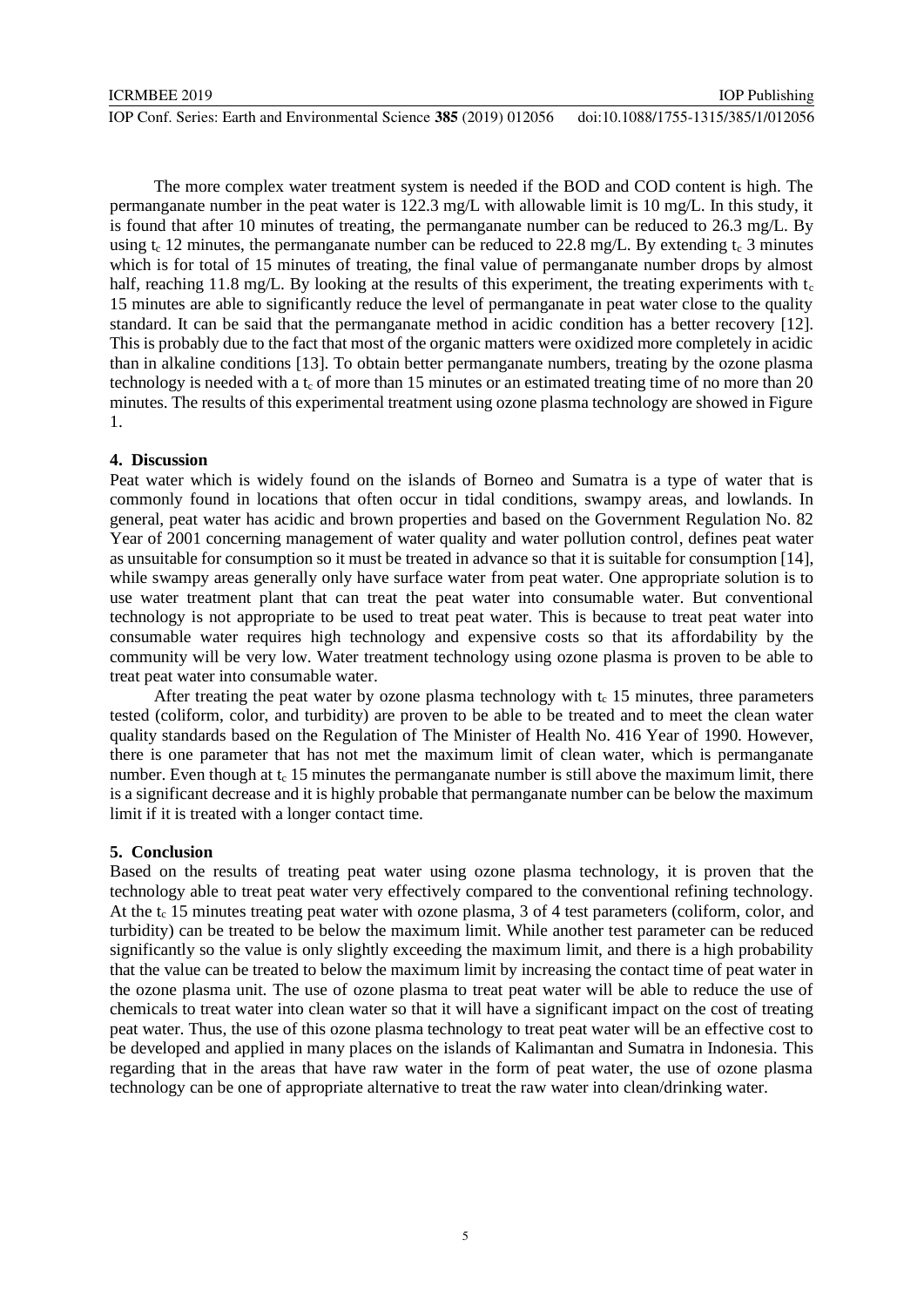The more complex water treatment system is needed if the BOD and COD content is high. The permanganate number in the peat water is 122.3 mg/L with allowable limit is 10 mg/L. In this study, it is found that after 10 minutes of treating, the permanganate number can be reduced to 26.3 mg/L. By using $t_c$ 12 minutes, the permanganate number can be reduced to 22.8 mg/L. By extending $t_c$ 3 minutes which is for total of 15 minutes of treating, the final value of permanganate number drops by almost half, reaching 11.8 mg/L. By looking at the results of this experiment, the treating experiments with $t_c$ 15 minutes are able to significantly reduce the level of permanganate in peat water close to the quality standard. It can be said that the permanganate method in acidic condition has a better recovery [12]. This is probably due to the fact that most of the organic matters were oxidized more completely in acidic than in alkaline conditions [13]. To obtain better permanganate numbers, treating by the ozone plasma technology is needed with a $t_c$ of more than 15 minutes or an estimated treating time of no more than 20 minutes. The results of this experimental treatment using ozone plasma technology are showed in Figure 1.

## 4. Discussion

Peat water which is widely found on the islands of Borneo and Sumatra is a type of water that is commonly found in locations that often occur in tidal conditions, swampy areas, and lowlands. In general, peat water has acidic and brown properties and based on the Government Regulation No. 82 Year of 2001 concerning management of water quality and water pollution control, defines peat water as unsuitable for consumption so it must be treated in advance so that it is suitable for consumption [14], while swampy areas generally only have surface water from peat water. One appropriate solution is to use water treatment plant that can treat the peat water into consumable water. But conventional technology is not appropriate to be used to treat peat water. This is because to treat peat water into consumable water requires high technology and expensive costs so that its affordability by the community will be very low. Water treatment technology using ozone plasma is proven to be able to treat peat water into consumable water.

After treating the peat water by ozone plasma technology with $t_c$ 15 minutes, three parameters tested (coliform, color, and turbidity) are proven to be able to be treated and to meet the clean water quality standards based on the Regulation of The Minister of Health No. 416 Year of 1990. However, there is one parameter that has not met the maximum limit of clean water, which is permanganate number. Even though at $t_c$ 15 minutes the permanganate number is still above the maximum limit, there is a significant decrease and it is highly probable that permanganate number can be below the maximum limit if it is treated with a longer contact time.

## 5. Conclusion

Based on the results of treating peat water using ozone plasma technology, it is proven that the technology able to treat peat water very effectively compared to the conventional refining technology. At the $t_c$ 15 minutes treating peat water with ozone plasma, 3 of 4 test parameters (coliform, color, and turbidity) can be treated to be below the maximum limit. While another test parameter can be reduced significantly so the value is only slightly exceeding the maximum limit, and there is a high probability that the value can be treated to below the maximum limit by increasing the contact time of peat water in the ozone plasma unit. The use of ozone plasma to treat peat water will be able to reduce the use of chemicals to treat water into clean water so that it will have a significant impact on the cost of treating peat water. Thus, the use of this ozone plasma technology to treat peat water will be an effective cost to be developed and applied in many places on the islands of Kalimantan and Sumatra in Indonesia. This regarding that in the areas that have raw water in the form of peat water, the use of ozone plasma technology can be one of appropriate alternative to treat the raw water into clean/drinking water.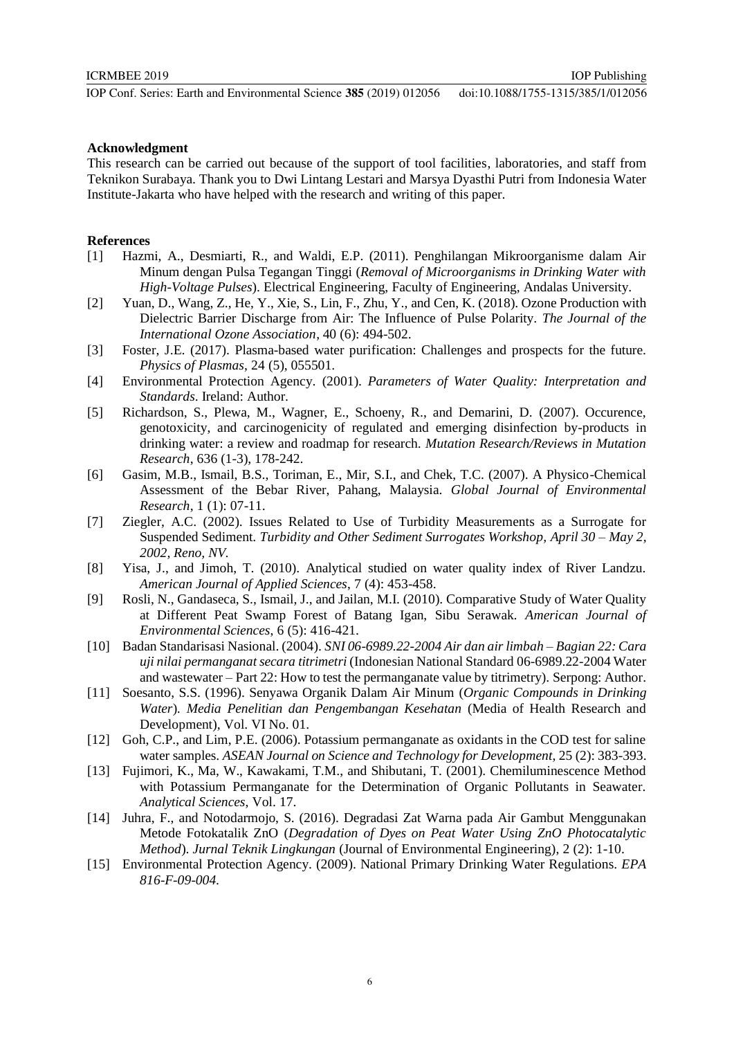## Acknowledgment

This research can be carried out because of the support of tool facilities, laboratories, and staff from Teknikon Surabaya. Thank you to Dwi Lintang Lestari and Marsya Dyasthi Putri from Indonesia Water Institute-Jakarta who have helped with the research and writing of this paper.

## References

[1] Hazmi, A., Desmiarti, R., and Waldi, E.P. (2011). Penghilangan Mikroorganisme dalam Air Minum dengan Pulsa Tegangan Tinggi (*Removal of Microorganisms in Drinking Water with High-Voltage Pulses*). Electrical Engineering, Faculty of Engineering, Andalas University.

[2] Yuan, D., Wang, Z., He, Y., Xie, S., Lin, F., Zhu, Y., and Cen, K. (2018). Ozone Production with Dielectric Barrier Discharge from Air: The Influence of Pulse Polarity. *The Journal of the International Ozone Association*, 40 (6): 494-502.

[3] Foster, J.E. (2017). Plasma-based water purification: Challenges and prospects for the future. *Physics of Plasmas*, 24 (5), 055501.

[4] Environmental Protection Agency. (2001). *Parameters of Water Quality: Interpretation and Standards*. Ireland: Author.

[5] Richardson, S., Plewa, M., Wagner, E., Schoeny, R., and Demarini, D. (2007). Occurence, genotoxicity, and carcinogenicity of regulated and emerging disinfection by-products in drinking water: a review and roadmap for research. *Mutation Research/Reviews in Mutation Research*, 636 (1-3), 178-242.

[6] Gasim, M.B., Ismail, B.S., Toriman, E., Mir, S.I., and Chek, T.C. (2007). A Physico-Chemical Assessment of the Bebar River, Pahang, Malaysia. *Global Journal of Environmental Research*, 1 (1): 07-11.

[7] Ziegler, A.C. (2002). Issues Related to Use of Turbidity Measurements as a Surrogate for Suspended Sediment. *Turbidity and Other Sediment Surrogates Workshop, April 30 – May 2, 2002, Reno, NV.*

[8] Yisa, J., and Jimoh, T. (2010). Analytical studied on water quality index of River Landzu. *American Journal of Applied Sciences*, 7 (4): 453-458.

[9] Rosli, N., Gandaseca, S., Ismail, J., and Jailan, M.I. (2010). Comparative Study of Water Quality at Different Peat Swamp Forest of Batang Igan, Sibu Serawak. *American Journal of Environmental Sciences*, 6 (5): 416-421.

[10] Badan Standarisasi Nasional. (2004). *SNI 06-6989.22-2004 Air dan air limbah – Bagian 22: Cara uji nilai permanganat secara titrimetri* (Indonesian National Standard 06-6989.22-2004 Water and wastewater – Part 22: How to test the permanganate value by titrimetry). Serpong: Author.

[11] Soesanto, S.S. (1996). Senyawa Organik Dalam Air Minum (*Organic Compounds in Drinking Water*). *Media Penelitian dan Pengembangan Kesehatan* (Media of Health Research and Development), Vol. VI No. 01.

[12] Goh, C.P., and Lim, P.E. (2006). Potassium permanganate as oxidants in the COD test for saline water samples. *ASEAN Journal on Science and Technology for Development*, 25 (2): 383-393.

[13] Fujimori, K., Ma, W., Kawakami, T.M., and Shibutani, T. (2001). Chemiluminescence Method with Potassium Permanganate for the Determination of Organic Pollutants in Seawater. *Analytical Sciences*, Vol. 17.

[14] Juhra, F., and Notodarmojo, S. (2016). Degradasi Zat Warna pada Air Gambut Menggunakan Metode Fotokatalik ZnO (*Degradation of Dyes on Peat Water Using ZnO Photocatalytic Method*). *Jurnal Teknik Lingkungan* (Journal of Environmental Engineering), 2 (2): 1-10.

[15] Environmental Protection Agency. (2009). National Primary Drinking Water Regulations. *EPA 816-F-09-004.*